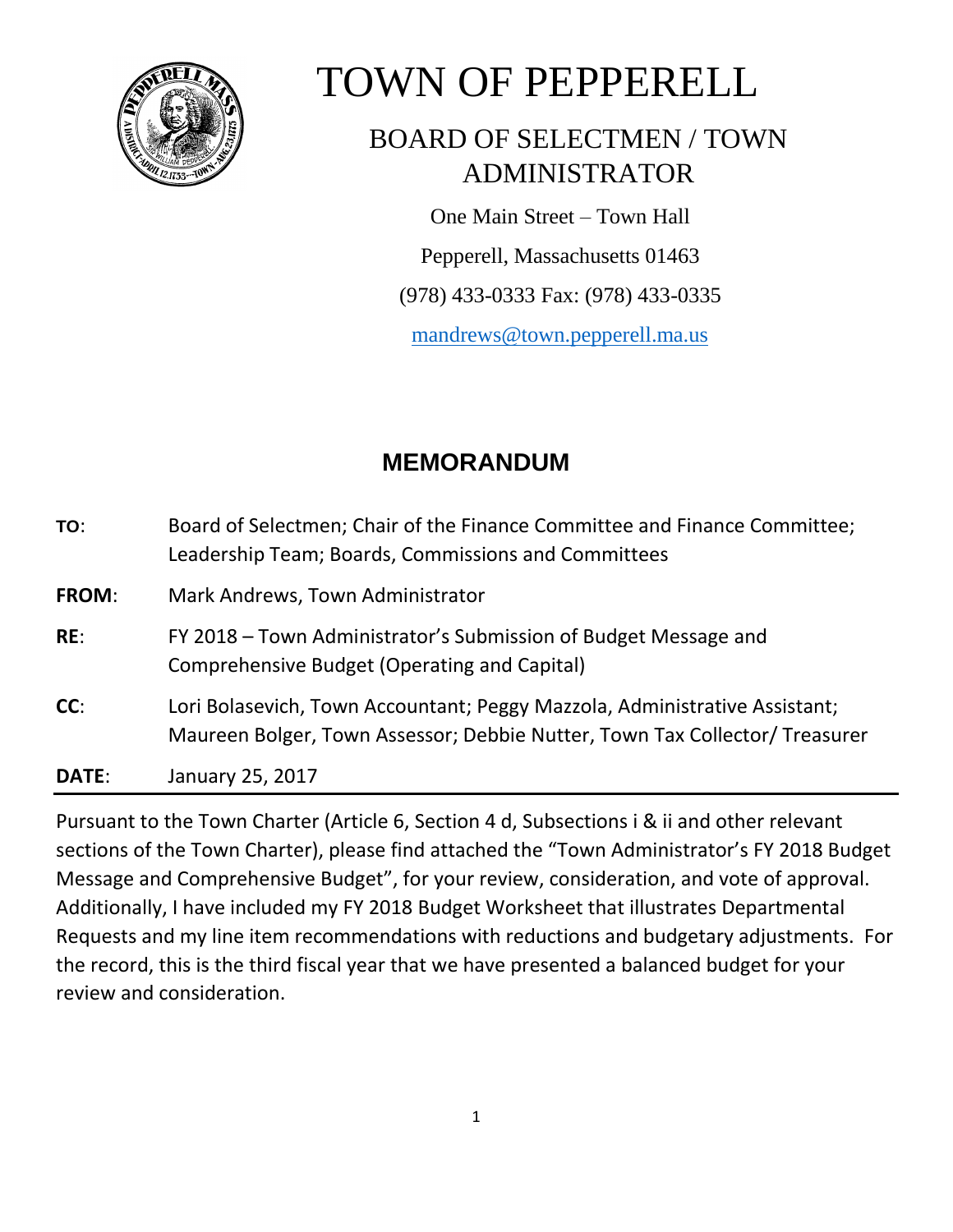# TOWN OF PEPPERELL

## BOARD OF SELECTMEN / TOWN ADMINISTRATOR

One Main Street – Town Hall

Pepperell, Massachusetts 01463

(978) 433-0333 Fax: (978) 433-0335

mandrews@town.pepperell.ma.us

## MEMORANDUM

**TO**: Board of Selectmen; Chair of the Finance Committee and Finance Committee; Leadership Team; Boards, Commissions and Committees

**FROM**: Mark Andrews, Town Administrator

**RE**: FY 2018 – Town Administrator's Submission of Budget Message and Comprehensive Budget (Operating and Capital)

**CC**: Lori Bolasevich, Town Accountant; Peggy Mazzola, Administrative Assistant; Maureen Bolger, Town Assessor; Debbie Nutter, Town Tax Collector/ Treasurer

**DATE**: January 25, 2017

---

Pursuant to the Town Charter (Article 6, Section 4 d, Subsections i & ii and other relevant sections of the Town Charter), please find attached the "Town Administrator's FY 2018 Budget Message and Comprehensive Budget", for your review, consideration, and vote of approval. Additionally, I have included my FY 2018 Budget Worksheet that illustrates Departmental Requests and my line item recommendations with reductions and budgetary adjustments. For the record, this is the third fiscal year that we have presented a balanced budget for your review and consideration.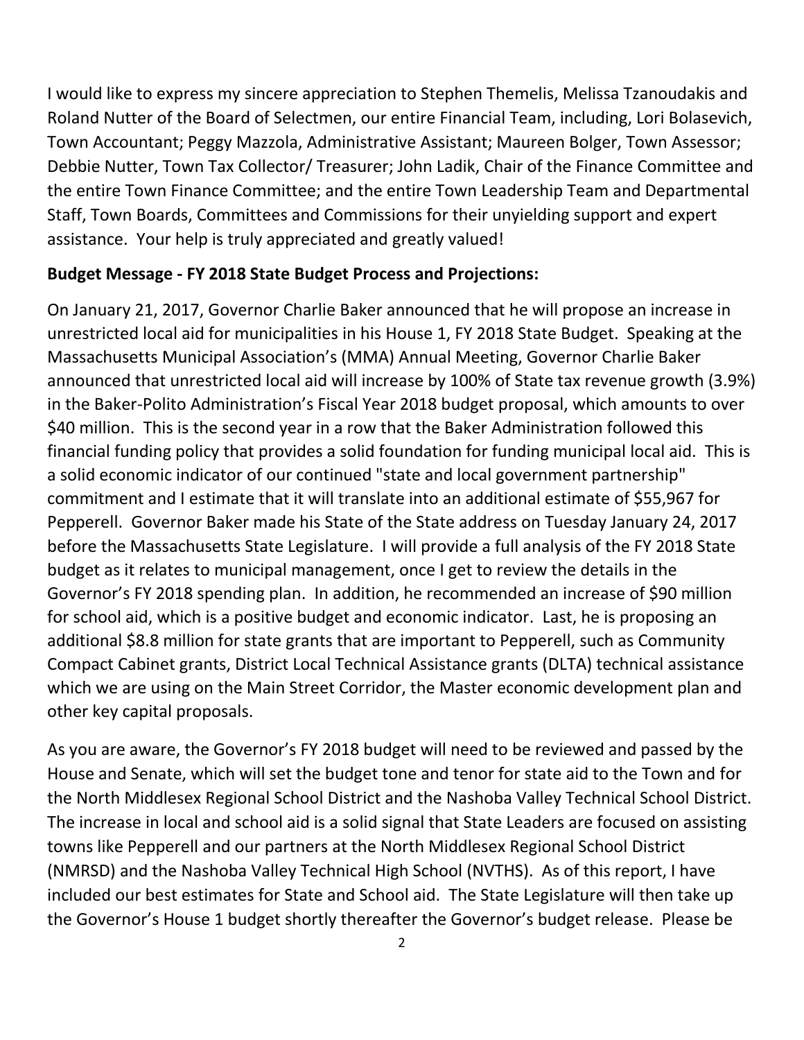I would like to express my sincere appreciation to Stephen Themelis, Melissa Tzanoudakis and Roland Nutter of the Board of Selectmen, our entire Financial Team, including, Lori Bolasevich, Town Accountant; Peggy Mazzola, Administrative Assistant; Maureen Bolger, Town Assessor; Debbie Nutter, Town Tax Collector/ Treasurer; John Ladik, Chair of the Finance Committee and the entire Town Finance Committee; and the entire Town Leadership Team and Departmental Staff, Town Boards, Committees and Commissions for their unyielding support and expert assistance. Your help is truly appreciated and greatly valued!

**Budget Message - FY 2018 State Budget Process and Projections:**

On January 21, 2017, Governor Charlie Baker announced that he will propose an increase in unrestricted local aid for municipalities in his House 1, FY 2018 State Budget. Speaking at the Massachusetts Municipal Association's (MMA) Annual Meeting, Governor Charlie Baker announced that unrestricted local aid will increase by 100% of State tax revenue growth (3.9%) in the Baker-Polito Administration's Fiscal Year 2018 budget proposal, which amounts to over $40 million. This is the second year in a row that the Baker Administration followed this financial funding policy that provides a solid foundation for funding municipal local aid. This is a solid economic indicator of our continued "state and local government partnership" commitment and I estimate that it will translate into an additional estimate of $55,967 for Pepperell. Governor Baker made his State of the State address on Tuesday January 24, 2017 before the Massachusetts State Legislature. I will provide a full analysis of the FY 2018 State budget as it relates to municipal management, once I get to review the details in the Governor's FY 2018 spending plan. In addition, he recommended an increase of $90 million for school aid, which is a positive budget and economic indicator. Last, he is proposing an additional $8.8 million for state grants that are important to Pepperell, such as Community Compact Cabinet grants, District Local Technical Assistance grants (DLTA) technical assistance which we are using on the Main Street Corridor, the Master economic development plan and other key capital proposals.

As you are aware, the Governor's FY 2018 budget will need to be reviewed and passed by the House and Senate, which will set the budget tone and tenor for state aid to the Town and for the North Middlesex Regional School District and the Nashoba Valley Technical School District. The increase in local and school aid is a solid signal that State Leaders are focused on assisting towns like Pepperell and our partners at the North Middlesex Regional School District (NMRSD) and the Nashoba Valley Technical High School (NVTHS). As of this report, I have included our best estimates for State and School aid. The State Legislature will then take up the Governor's House 1 budget shortly thereafter the Governor's budget release. Please be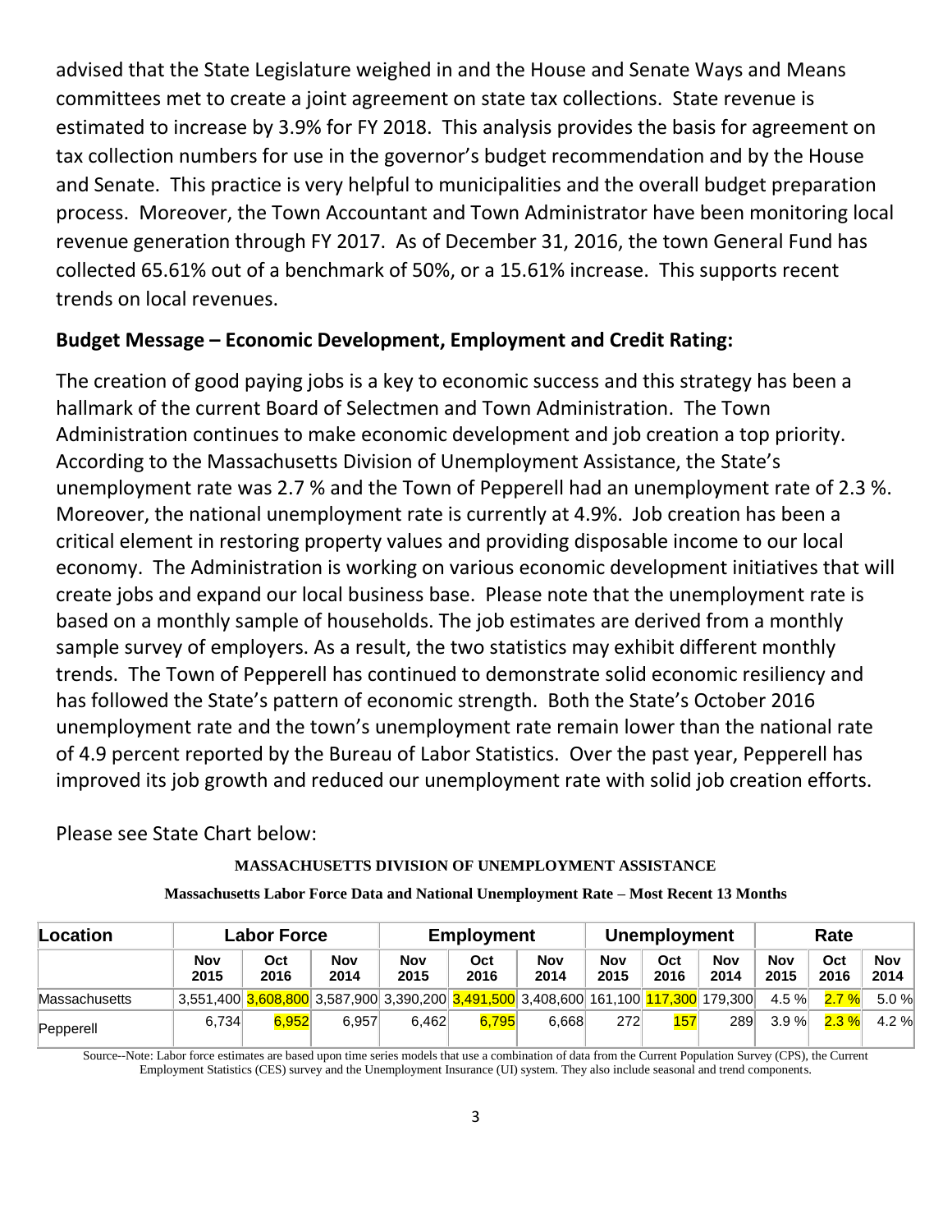advised that the State Legislature weighed in and the House and Senate Ways and Means committees met to create a joint agreement on state tax collections. State revenue is estimated to increase by 3.9% for FY 2018. This analysis provides the basis for agreement on tax collection numbers for use in the governor's budget recommendation and by the House and Senate. This practice is very helpful to municipalities and the overall budget preparation process. Moreover, the Town Accountant and Town Administrator have been monitoring local revenue generation through FY 2017. As of December 31, 2016, the town General Fund has collected 65.61% out of a benchmark of 50%, or a 15.61% increase. This supports recent trends on local revenues.

**Budget Message – Economic Development, Employment and Credit Rating:**

The creation of good paying jobs is a key to economic success and this strategy has been a hallmark of the current Board of Selectmen and Town Administration. The Town Administration continues to make economic development and job creation a top priority. According to the Massachusetts Division of Unemployment Assistance, the State's unemployment rate was 2.7 % and the Town of Pepperell had an unemployment rate of 2.3 %. Moreover, the national unemployment rate is currently at 4.9%. Job creation has been a critical element in restoring property values and providing disposable income to our local economy. The Administration is working on various economic development initiatives that will create jobs and expand our local business base. Please note that the unemployment rate is based on a monthly sample of households. The job estimates are derived from a monthly sample survey of employers. As a result, the two statistics may exhibit different monthly trends. The Town of Pepperell has continued to demonstrate solid economic resiliency and has followed the State's pattern of economic strength. Both the State's October 2016 unemployment rate and the town's unemployment rate remain lower than the national rate of 4.9 percent reported by the Bureau of Labor Statistics. Over the past year, Pepperell has improved its job growth and reduced our unemployment rate with solid job creation efforts.

Please see State Chart below:

**MASSACHUSETTS DIVISION OF UNEMPLOYMENT ASSISTANCE**

**Massachusetts Labor Force Data and National Unemployment Rate – Most Recent 13 Months**

| Location | Labor Force | | | Employment | | | Unemployment | | | Rate | | |
|---|---|---|---|---|---|---|---|---|---|---|---|---|
| | Nov 2015 | Oct 2016 | Nov 2014 | Nov 2015 | Oct 2016 | Nov 2014 | Nov 2015 | Oct 2016 | Nov 2014 | Nov 2015 | Oct 2016 | Nov 2014 |
| Massachusetts | 3,551,400 | 3,608,800 | 3,587,900 | 3,390,200 | 3,491,500 | 3,408,600 | 161,100 | 117,300 | 179,300 | 4.5 % | 2.7 % | 5.0 % |
| Pepperell | 6,734 | 6,952 | 6,957 | 6,462 | 6,795 | 6,668 | 272 | 157 | 289 | 3.9 % | 2.3 % | 4.2 % |

Source--Note: Labor force estimates are based upon time series models that use a combination of data from the Current Population Survey (CPS), the Current Employment Statistics (CES) survey and the Unemployment Insurance (UI) system. They also include seasonal and trend components.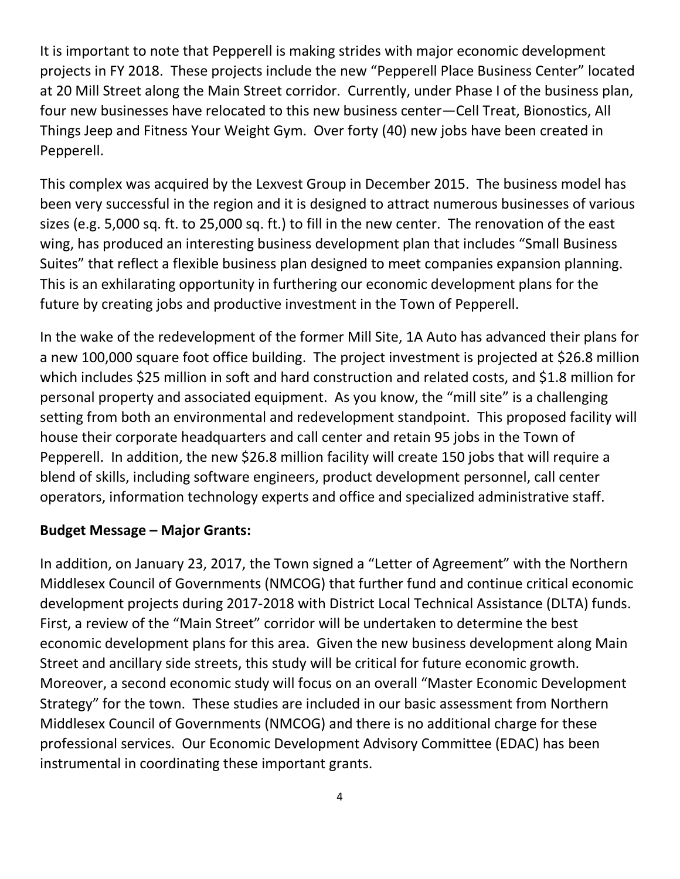It is important to note that Pepperell is making strides with major economic development projects in FY 2018. These projects include the new "Pepperell Place Business Center" located at 20 Mill Street along the Main Street corridor. Currently, under Phase I of the business plan, four new businesses have relocated to this new business center—Cell Treat, Bionostics, All Things Jeep and Fitness Your Weight Gym. Over forty (40) new jobs have been created in Pepperell.

This complex was acquired by the Lexvest Group in December 2015. The business model has been very successful in the region and it is designed to attract numerous businesses of various sizes (e.g. 5,000 sq. ft. to 25,000 sq. ft.) to fill in the new center. The renovation of the east wing, has produced an interesting business development plan that includes "Small Business Suites" that reflect a flexible business plan designed to meet companies expansion planning. This is an exhilarating opportunity in furthering our economic development plans for the future by creating jobs and productive investment in the Town of Pepperell.

In the wake of the redevelopment of the former Mill Site, 1A Auto has advanced their plans for a new 100,000 square foot office building. The project investment is projected at $26.8 million which includes $25 million in soft and hard construction and related costs, and $1.8 million for personal property and associated equipment. As you know, the "mill site" is a challenging setting from both an environmental and redevelopment standpoint. This proposed facility will house their corporate headquarters and call center and retain 95 jobs in the Town of Pepperell. In addition, the new $26.8 million facility will create 150 jobs that will require a blend of skills, including software engineers, product development personnel, call center operators, information technology experts and office and specialized administrative staff.

**Budget Message – Major Grants:**

In addition, on January 23, 2017, the Town signed a "Letter of Agreement" with the Northern Middlesex Council of Governments (NMCOG) that further fund and continue critical economic development projects during 2017-2018 with District Local Technical Assistance (DLTA) funds. First, a review of the "Main Street" corridor will be undertaken to determine the best economic development plans for this area. Given the new business development along Main Street and ancillary side streets, this study will be critical for future economic growth. Moreover, a second economic study will focus on an overall "Master Economic Development Strategy" for the town. These studies are included in our basic assessment from Northern Middlesex Council of Governments (NMCOG) and there is no additional charge for these professional services. Our Economic Development Advisory Committee (EDAC) has been instrumental in coordinating these important grants.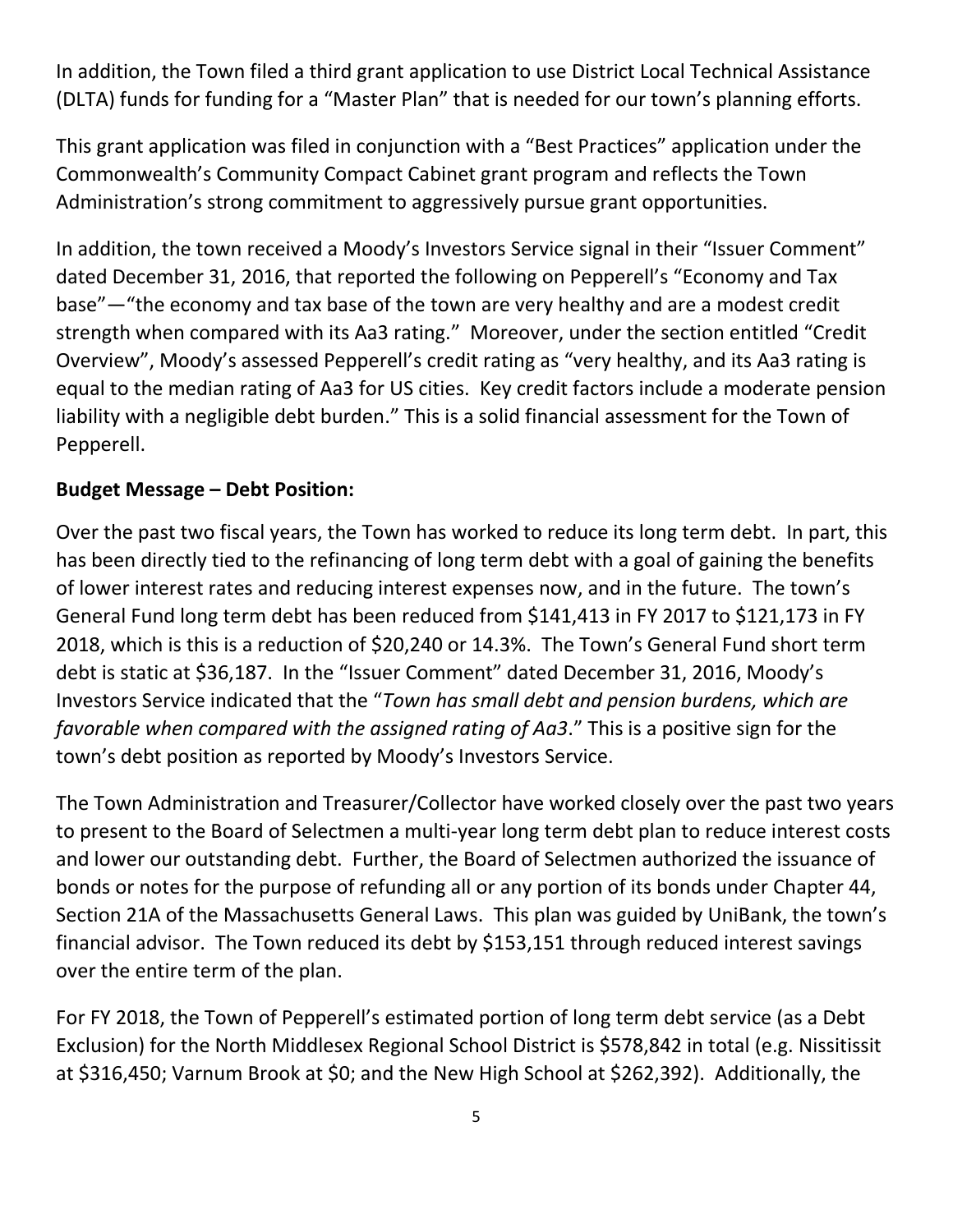In addition, the Town filed a third grant application to use District Local Technical Assistance (DLTA) funds for funding for a "Master Plan" that is needed for our town's planning efforts.

This grant application was filed in conjunction with a "Best Practices" application under the Commonwealth's Community Compact Cabinet grant program and reflects the Town Administration's strong commitment to aggressively pursue grant opportunities.

In addition, the town received a Moody's Investors Service signal in their "Issuer Comment" dated December 31, 2016, that reported the following on Pepperell's "Economy and Tax base"—"the economy and tax base of the town are very healthy and are a modest credit strength when compared with its Aa3 rating." Moreover, under the section entitled "Credit Overview", Moody's assessed Pepperell's credit rating as "very healthy, and its Aa3 rating is equal to the median rating of Aa3 for US cities. Key credit factors include a moderate pension liability with a negligible debt burden." This is a solid financial assessment for the Town of Pepperell.

**Budget Message – Debt Position:**

Over the past two fiscal years, the Town has worked to reduce its long term debt. In part, this has been directly tied to the refinancing of long term debt with a goal of gaining the benefits of lower interest rates and reducing interest expenses now, and in the future. The town's General Fund long term debt has been reduced from $141,413 in FY 2017 to $121,173 in FY 2018, which is this is a reduction of $20,240 or 14.3%. The Town's General Fund short term debt is static at $36,187. In the "Issuer Comment" dated December 31, 2016, Moody's Investors Service indicated that the "*Town has small debt and pension burdens, which are favorable when compared with the assigned rating of Aa3*." This is a positive sign for the town's debt position as reported by Moody's Investors Service.

The Town Administration and Treasurer/Collector have worked closely over the past two years to present to the Board of Selectmen a multi-year long term debt plan to reduce interest costs and lower our outstanding debt. Further, the Board of Selectmen authorized the issuance of bonds or notes for the purpose of refunding all or any portion of its bonds under Chapter 44, Section 21A of the Massachusetts General Laws. This plan was guided by UniBank, the town's financial advisor. The Town reduced its debt by $153,151 through reduced interest savings over the entire term of the plan.

For FY 2018, the Town of Pepperell's estimated portion of long term debt service (as a Debt Exclusion) for the North Middlesex Regional School District is $578,842 in total (e.g. Nissitissit at $316,450; Varnum Brook at $0; and the New High School at $262,392). Additionally, the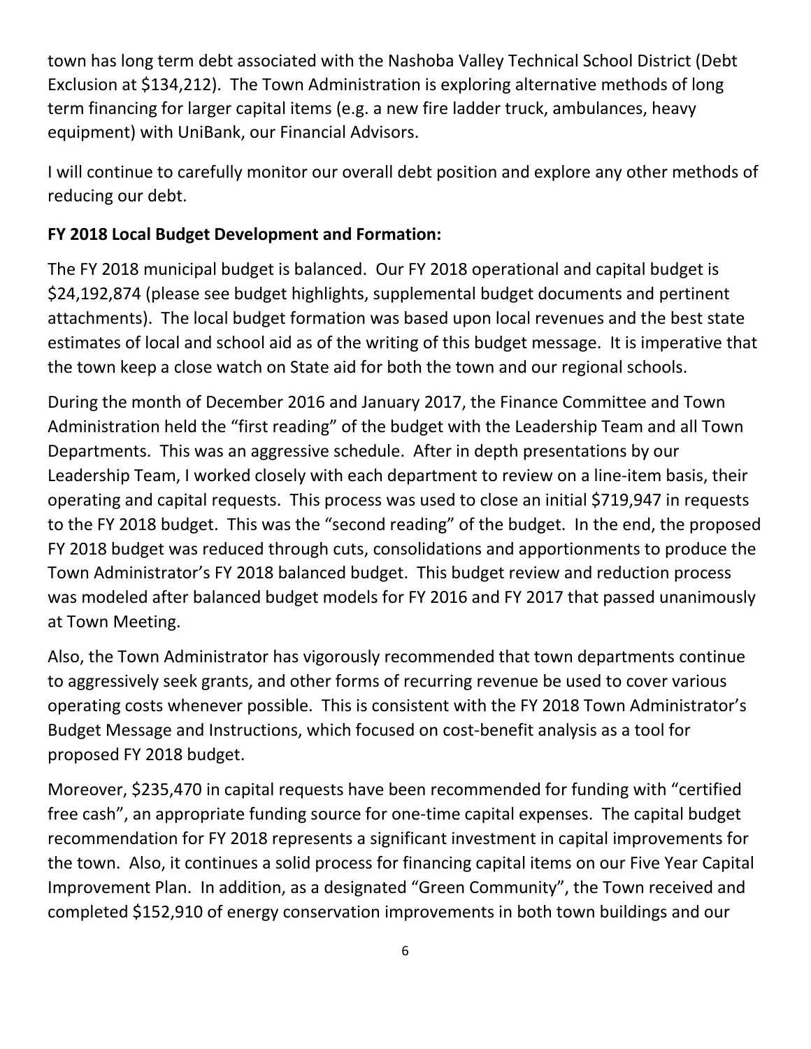town has long term debt associated with the Nashoba Valley Technical School District (Debt Exclusion at $134,212). The Town Administration is exploring alternative methods of long term financing for larger capital items (e.g. a new fire ladder truck, ambulances, heavy equipment) with UniBank, our Financial Advisors.

I will continue to carefully monitor our overall debt position and explore any other methods of reducing our debt.

**FY 2018 Local Budget Development and Formation:**

The FY 2018 municipal budget is balanced. Our FY 2018 operational and capital budget is $24,192,874 (please see budget highlights, supplemental budget documents and pertinent attachments). The local budget formation was based upon local revenues and the best state estimates of local and school aid as of the writing of this budget message. It is imperative that the town keep a close watch on State aid for both the town and our regional schools.

During the month of December 2016 and January 2017, the Finance Committee and Town Administration held the "first reading" of the budget with the Leadership Team and all Town Departments. This was an aggressive schedule. After in depth presentations by our Leadership Team, I worked closely with each department to review on a line-item basis, their operating and capital requests. This process was used to close an initial $719,947 in requests to the FY 2018 budget. This was the "second reading" of the budget. In the end, the proposed FY 2018 budget was reduced through cuts, consolidations and apportionments to produce the Town Administrator's FY 2018 balanced budget. This budget review and reduction process was modeled after balanced budget models for FY 2016 and FY 2017 that passed unanimously at Town Meeting.

Also, the Town Administrator has vigorously recommended that town departments continue to aggressively seek grants, and other forms of recurring revenue be used to cover various operating costs whenever possible. This is consistent with the FY 2018 Town Administrator's Budget Message and Instructions, which focused on cost-benefit analysis as a tool for proposed FY 2018 budget.

Moreover, $235,470 in capital requests have been recommended for funding with "certified free cash", an appropriate funding source for one-time capital expenses. The capital budget recommendation for FY 2018 represents a significant investment in capital improvements for the town. Also, it continues a solid process for financing capital items on our Five Year Capital Improvement Plan. In addition, as a designated "Green Community", the Town received and completed $152,910 of energy conservation improvements in both town buildings and our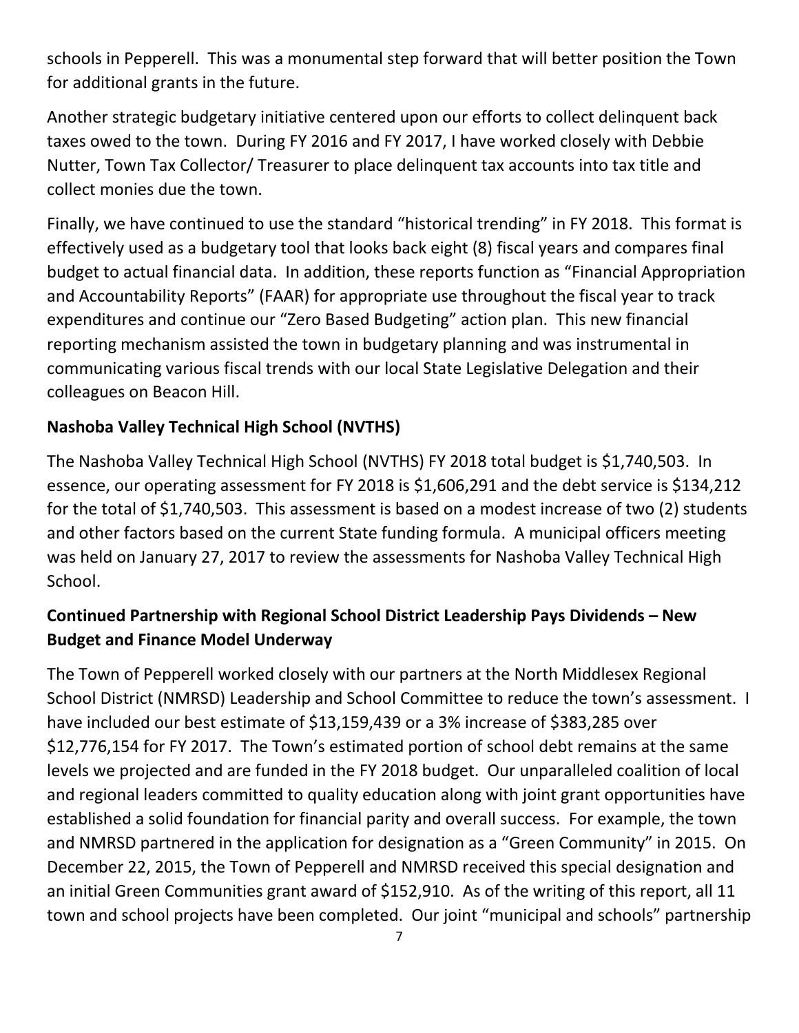schools in Pepperell. This was a monumental step forward that will better position the Town for additional grants in the future.

Another strategic budgetary initiative centered upon our efforts to collect delinquent back taxes owed to the town. During FY 2016 and FY 2017, I have worked closely with Debbie Nutter, Town Tax Collector/ Treasurer to place delinquent tax accounts into tax title and collect monies due the town.

Finally, we have continued to use the standard "historical trending" in FY 2018. This format is effectively used as a budgetary tool that looks back eight (8) fiscal years and compares final budget to actual financial data. In addition, these reports function as "Financial Appropriation and Accountability Reports" (FAAR) for appropriate use throughout the fiscal year to track expenditures and continue our "Zero Based Budgeting" action plan. This new financial reporting mechanism assisted the town in budgetary planning and was instrumental in communicating various fiscal trends with our local State Legislative Delegation and their colleagues on Beacon Hill.

**Nashoba Valley Technical High School (NVTHS)**

The Nashoba Valley Technical High School (NVTHS) FY 2018 total budget is $1,740,503. In essence, our operating assessment for FY 2018 is $1,606,291 and the debt service is $134,212 for the total of $1,740,503. This assessment is based on a modest increase of two (2) students and other factors based on the current State funding formula. A municipal officers meeting was held on January 27, 2017 to review the assessments for Nashoba Valley Technical High School.

**Continued Partnership with Regional School District Leadership Pays Dividends – New Budget and Finance Model Underway**

The Town of Pepperell worked closely with our partners at the North Middlesex Regional School District (NMRSD) Leadership and School Committee to reduce the town's assessment. I have included our best estimate of $13,159,439 or a 3% increase of $383,285 over $12,776,154 for FY 2017. The Town's estimated portion of school debt remains at the same levels we projected and are funded in the FY 2018 budget. Our unparalleled coalition of local and regional leaders committed to quality education along with joint grant opportunities have established a solid foundation for financial parity and overall success. For example, the town and NMRSD partnered in the application for designation as a "Green Community" in 2015. On December 22, 2015, the Town of Pepperell and NMRSD received this special designation and an initial Green Communities grant award of $152,910. As of the writing of this report, all 11 town and school projects have been completed. Our joint "municipal and schools" partnership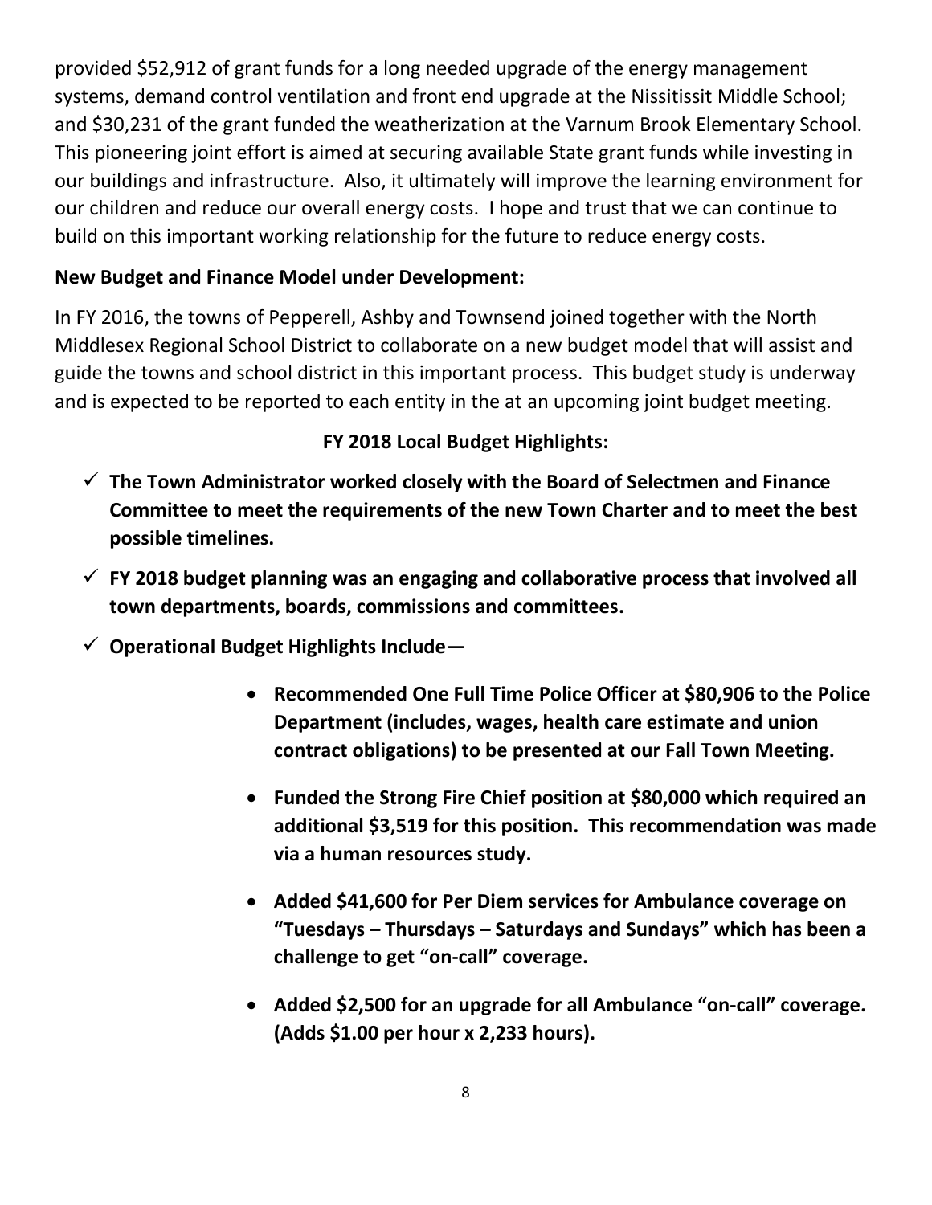provided $52,912 of grant funds for a long needed upgrade of the energy management systems, demand control ventilation and front end upgrade at the Nissitissit Middle School; and $30,231 of the grant funded the weatherization at the Varnum Brook Elementary School. This pioneering joint effort is aimed at securing available State grant funds while investing in our buildings and infrastructure. Also, it ultimately will improve the learning environment for our children and reduce our overall energy costs. I hope and trust that we can continue to build on this important working relationship for the future to reduce energy costs.

**New Budget and Finance Model under Development:**

In FY 2016, the towns of Pepperell, Ashby and Townsend joined together with the North Middlesex Regional School District to collaborate on a new budget model that will assist and guide the towns and school district in this important process. This budget study is underway and is expected to be reported to each entity in the at an upcoming joint budget meeting.

**FY 2018 Local Budget Highlights:**

- ✓ **The Town Administrator worked closely with the Board of Selectmen and Finance Committee to meet the requirements of the new Town Charter and to meet the best possible timelines.**
- ✓ **FY 2018 budget planning was an engaging and collaborative process that involved all town departments, boards, commissions and committees.**
- ✓ **Operational Budget Highlights Include—**
    - **Recommended One Full Time Police Officer at $80,906 to the Police Department (includes, wages, health care estimate and union contract obligations) to be presented at our Fall Town Meeting.**
    - **Funded the Strong Fire Chief position at $80,000 which required an additional $3,519 for this position. This recommendation was made via a human resources study.**
    - **Added $41,600 for Per Diem services for Ambulance coverage on "Tuesdays – Thursdays – Saturdays and Sundays" which has been a challenge to get "on-call" coverage.**
    - **Added $2,500 for an upgrade for all Ambulance "on-call" coverage. (Adds $1.00 per hour x 2,233 hours).**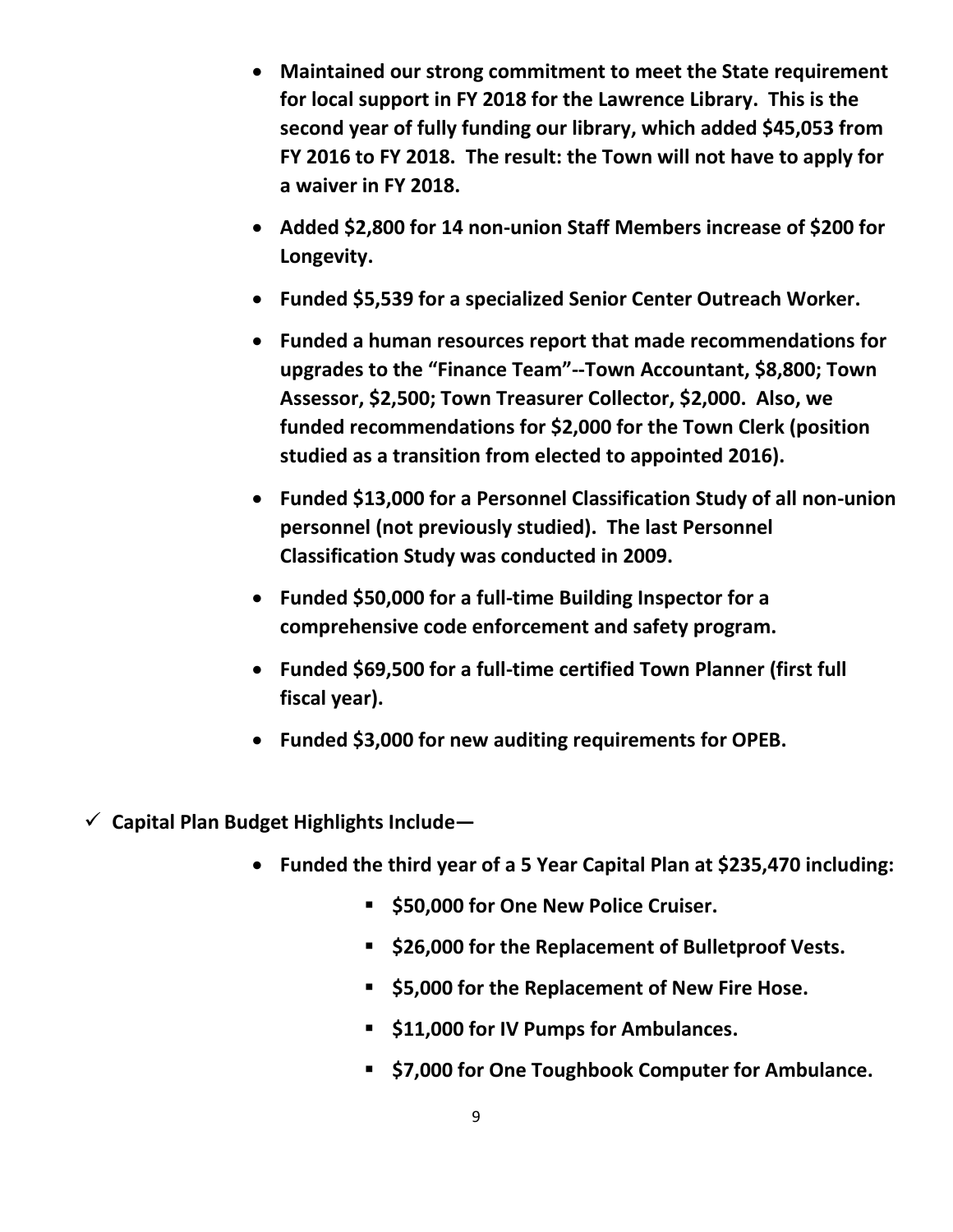- **Maintained our strong commitment to meet the State requirement for local support in FY 2018 for the Lawrence Library. This is the second year of fully funding our library, which added $45,053 from FY 2016 to FY 2018. The result: the Town will not have to apply for a waiver in FY 2018.**
- **Added $2,800 for 14 non-union Staff Members increase of $200 for Longevity.**
- **Funded $5,539 for a specialized Senior Center Outreach Worker.**
- **Funded a human resources report that made recommendations for upgrades to the "Finance Team"--Town Accountant, $8,800; Town Assessor, $2,500; Town Treasurer Collector, $2,000. Also, we funded recommendations for $2,000 for the Town Clerk (position studied as a transition from elected to appointed 2016).**
- **Funded $13,000 for a Personnel Classification Study of all non-union personnel (not previously studied). The last Personnel Classification Study was conducted in 2009.**
- **Funded $50,000 for a full-time Building Inspector for a comprehensive code enforcement and safety program.**
- **Funded $69,500 for a full-time certified Town Planner (first full fiscal year).**
- **Funded $3,000 for new auditing requirements for OPEB.**

✓ **Capital Plan Budget Highlights Include—**

- **Funded the third year of a 5 Year Capital Plan at $235,470 including:**
  - **$50,000 for One New Police Cruiser.**
  - **$26,000 for the Replacement of Bulletproof Vests.**
  - **$5,000 for the Replacement of New Fire Hose.**
  - **$11,000 for IV Pumps for Ambulances.**
  - **$7,000 for One Toughbook Computer for Ambulance.**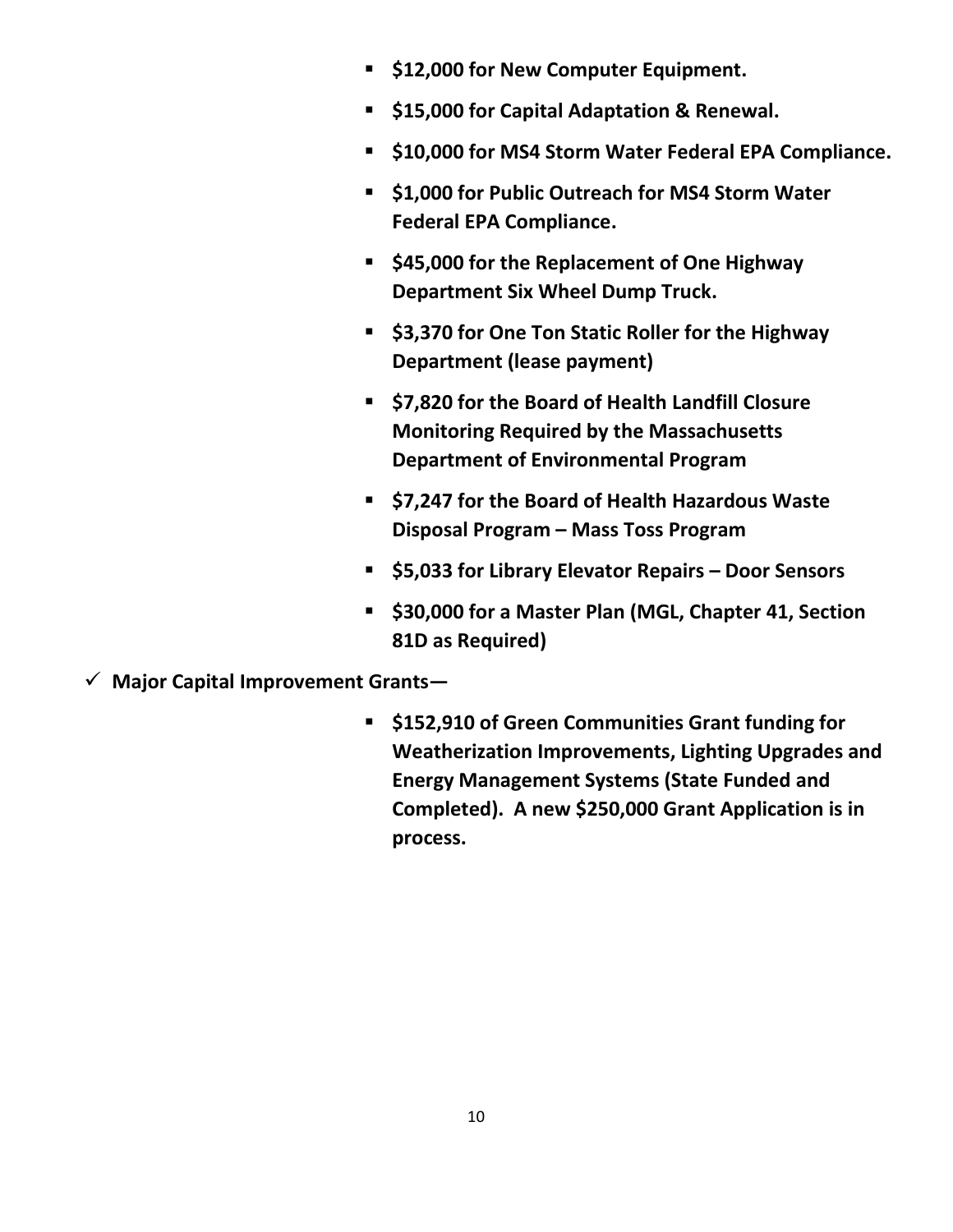- **$12,000 for New Computer Equipment.**
- **$15,000 for Capital Adaptation & Renewal.**
- **$10,000 for MS4 Storm Water Federal EPA Compliance.**
- **$1,000 for Public Outreach for MS4 Storm Water Federal EPA Compliance.**
- **$45,000 for the Replacement of One Highway Department Six Wheel Dump Truck.**
- **$3,370 for One Ton Static Roller for the Highway Department (lease payment)**
- **$7,820 for the Board of Health Landfill Closure Monitoring Required by the Massachusetts Department of Environmental Program**
- **$7,247 for the Board of Health Hazardous Waste Disposal Program – Mass Toss Program**
- **$5,033 for Library Elevator Repairs – Door Sensors**
- **$30,000 for a Master Plan (MGL, Chapter 41, Section 81D as Required)**

✓ **Major Capital Improvement Grants—**

- **$152,910 of Green Communities Grant funding for Weatherization Improvements, Lighting Upgrades and Energy Management Systems (State Funded and Completed). A new $250,000 Grant Application is in process.**